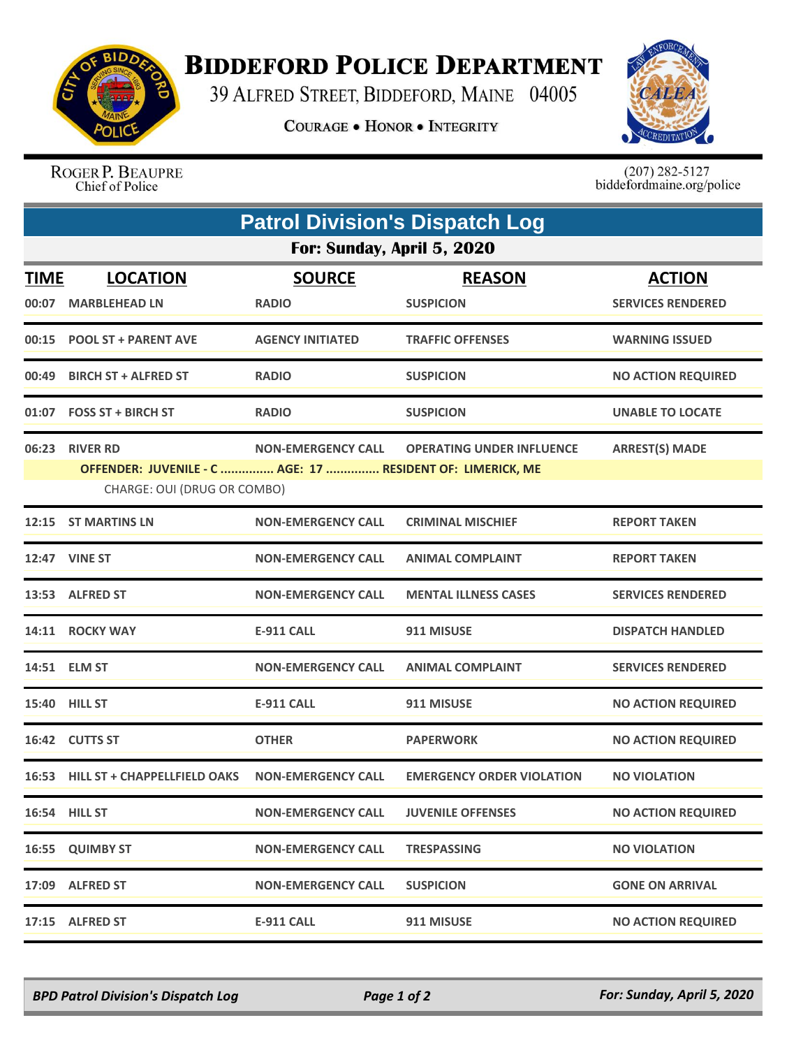# Biddeford Police Department

39 Alfred Street, Biddeford, Maine 04005

Courage • Honor • Integrity

Roger P. Beaupre
Chief of Police

(207) 282-5127
biddefordmaine.org/police

## Patrol Division's Dispatch Log

### For: Sunday, April 5, 2020

| TIME | LOCATION | SOURCE | REASON | ACTION |
|---|---|---|---|---|
| 00:07 | MARBLEHEAD LN | RADIO | SUSPICION | SERVICES RENDERED |
| 00:15 | POOL ST + PARENT AVE | AGENCY INITIATED | TRAFFIC OFFENSES | WARNING ISSUED |
| 00:49 | BIRCH ST + ALFRED ST | RADIO | SUSPICION | NO ACTION REQUIRED |
| 01:07 | FOSS ST + BIRCH ST | RADIO | SUSPICION | UNABLE TO LOCATE |
| 06:23 | RIVER RD | NON-EMERGENCY CALL | OPERATING UNDER INFLUENCE | ARREST(S) MADE |
| | OFFENDER: JUVENILE - C ............... AGE: 17 ............... RESIDENT OF: LIMERICK, ME | | | |
| | CHARGE: OUI (DRUG OR COMBO) | | | |
| 12:15 | ST MARTINS LN | NON-EMERGENCY CALL | CRIMINAL MISCHIEF | REPORT TAKEN |
| 12:47 | VINE ST | NON-EMERGENCY CALL | ANIMAL COMPLAINT | REPORT TAKEN |
| 13:53 | ALFRED ST | NON-EMERGENCY CALL | MENTAL ILLNESS CASES | SERVICES RENDERED |
| 14:11 | ROCKY WAY | E-911 CALL | 911 MISUSE | DISPATCH HANDLED |
| 14:51 | ELM ST | NON-EMERGENCY CALL | ANIMAL COMPLAINT | SERVICES RENDERED |
| 15:40 | HILL ST | E-911 CALL | 911 MISUSE | NO ACTION REQUIRED |
| 16:42 | CUTTS ST | OTHER | PAPERWORK | NO ACTION REQUIRED |
| 16:53 | HILL ST + CHAPPELLFIELD OAKS | NON-EMERGENCY CALL | EMERGENCY ORDER VIOLATION | NO VIOLATION |
| 16:54 | HILL ST | NON-EMERGENCY CALL | JUVENILE OFFENSES | NO ACTION REQUIRED |
| 16:55 | QUIMBY ST | NON-EMERGENCY CALL | TRESPASSING | NO VIOLATION |
| 17:09 | ALFRED ST | NON-EMERGENCY CALL | SUSPICION | GONE ON ARRIVAL |
| 17:15 | ALFRED ST | E-911 CALL | 911 MISUSE | NO ACTION REQUIRED |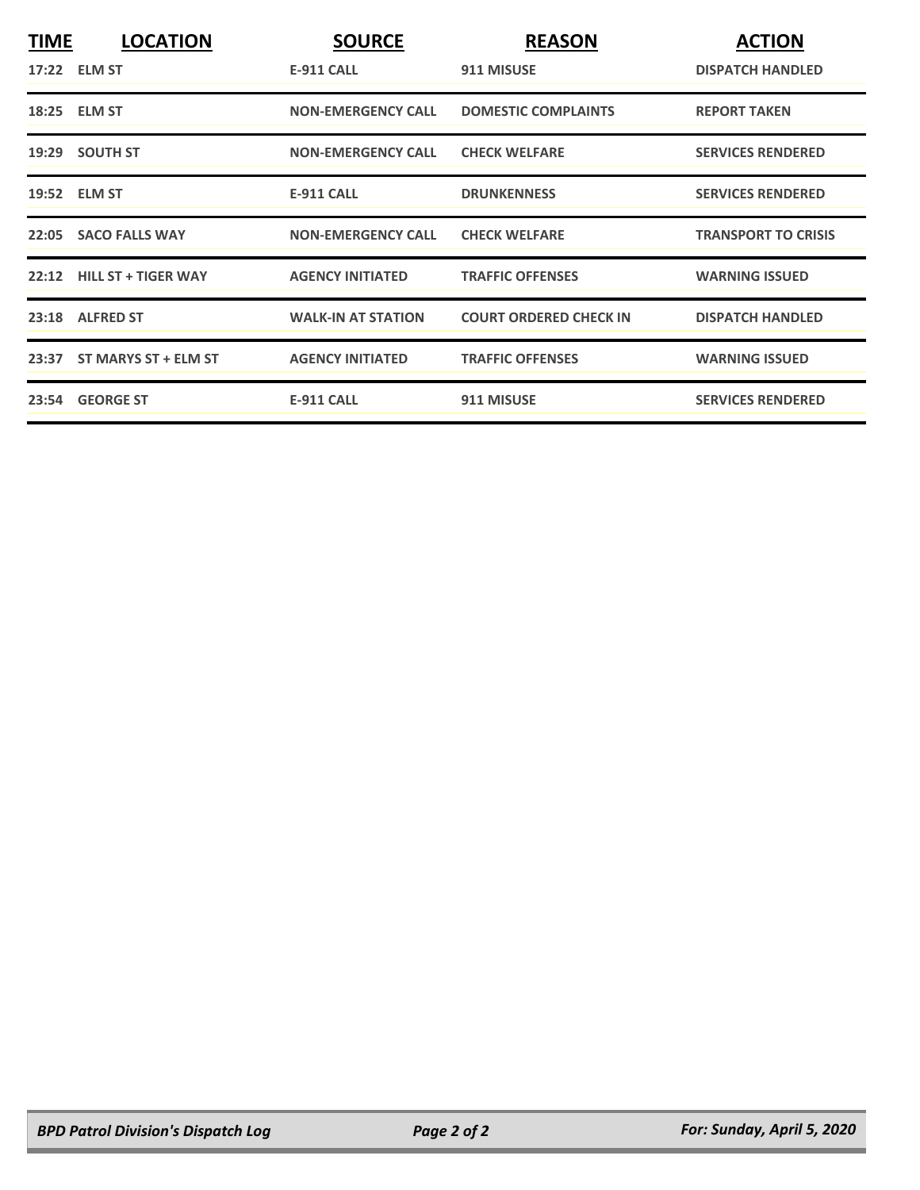| TIME | LOCATION | SOURCE | REASON | ACTION |
|---|---|---|---|---|
| 17:22 | ELM ST | E-911 CALL | 911 MISUSE | DISPATCH HANDLED |
| 18:25 | ELM ST | NON-EMERGENCY CALL | DOMESTIC COMPLAINTS | REPORT TAKEN |
| 19:29 | SOUTH ST | NON-EMERGENCY CALL | CHECK WELFARE | SERVICES RENDERED |
| 19:52 | ELM ST | E-911 CALL | DRUNKENNESS | SERVICES RENDERED |
| 22:05 | SACO FALLS WAY | NON-EMERGENCY CALL | CHECK WELFARE | TRANSPORT TO CRISIS |
| 22:12 | HILL ST + TIGER WAY | AGENCY INITIATED | TRAFFIC OFFENSES | WARNING ISSUED |
| 23:18 | ALFRED ST | WALK-IN AT STATION | COURT ORDERED CHECK IN | DISPATCH HANDLED |
| 23:37 | ST MARYS ST + ELM ST | AGENCY INITIATED | TRAFFIC OFFENSES | WARNING ISSUED |
| 23:54 | GEORGE ST | E-911 CALL | 911 MISUSE | SERVICES RENDERED |